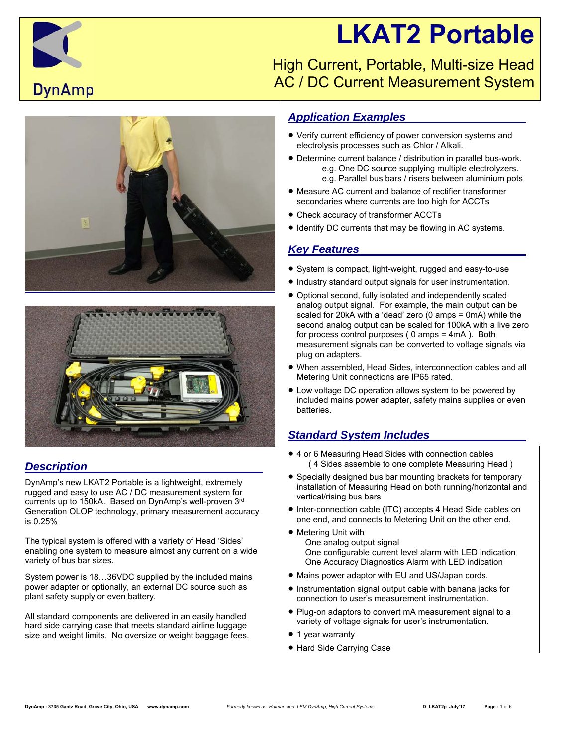# LKAT2 Portable

## High Current, Portable, Multi-size Head AC / DC Current Measurement System

DynAmp

## Description

DynAmp's new LKAT2 Portable is a lightweight, extremely rugged and easy to use AC / DC measurement system for currents up to 150kA. Based on DynAmp's well-proven 3rd Generation OLOP technology, primary measurement accuracy is 0.25%

The typical system is offered with a variety of Head 'Sides' enabling one system to measure almost any current on a wide variety of bus bar sizes.

System power is 18…36VDC supplied by the included mains power adapter or optionally, an external DC source such as plant safety supply or even battery.

All standard components are delivered in an easily handled hard side carrying case that meets standard airline luggage size and weight limits. No oversize or weight baggage fees.

## Application Examples

- Verify current efficiency of power conversion systems and electrolysis processes such as Chlor / Alkali.
- Determine current balance / distribution in parallel bus-work.
  - e.g. One DC source supplying multiple electrolyzers.
  - e.g. Parallel bus bars / risers between aluminium pots
- Measure AC current and balance of rectifier transformer secondaries where currents are too high for ACCTs
- Check accuracy of transformer ACCTs
- Identify DC currents that may be flowing in AC systems.

## Key Features

- System is compact, light-weight, rugged and easy-to-use
- Industry standard output signals for user instrumentation.
- Optional second, fully isolated and independently scaled analog output signal. For example, the main output can be scaled for 20kA with a 'dead' zero (0 amps = 0mA) while the second analog output can be scaled for 100kA with a live zero for process control purposes ( 0 amps = 4mA ). Both measurement signals can be converted to voltage signals via plug on adapters.
- When assembled, Head Sides, interconnection cables and all Metering Unit connections are IP65 rated.
- Low voltage DC operation allows system to be powered by included mains power adapter, safety mains supplies or even batteries.

## Standard System Includes

- 4 or 6 Measuring Head Sides with connection cables ( 4 Sides assemble to one complete Measuring Head )
- Specially designed bus bar mounting brackets for temporary installation of Measuring Head on both running/horizontal and vertical/rising bus bars
- Inter-connection cable (ITC) accepts 4 Head Side cables on one end, and connects to Metering Unit on the other end.
- Metering Unit with
  - One analog output signal
  - One configurable current level alarm with LED indication
  - One Accuracy Diagnostics Alarm with LED indication
- Mains power adaptor with EU and US/Japan cords.
- Instrumentation signal output cable with banana jacks for connection to user's measurement instrumentation.
- Plug-on adaptors to convert mA measurement signal to a variety of voltage signals for user's instrumentation.
- 1 year warranty
- Hard Side Carrying Case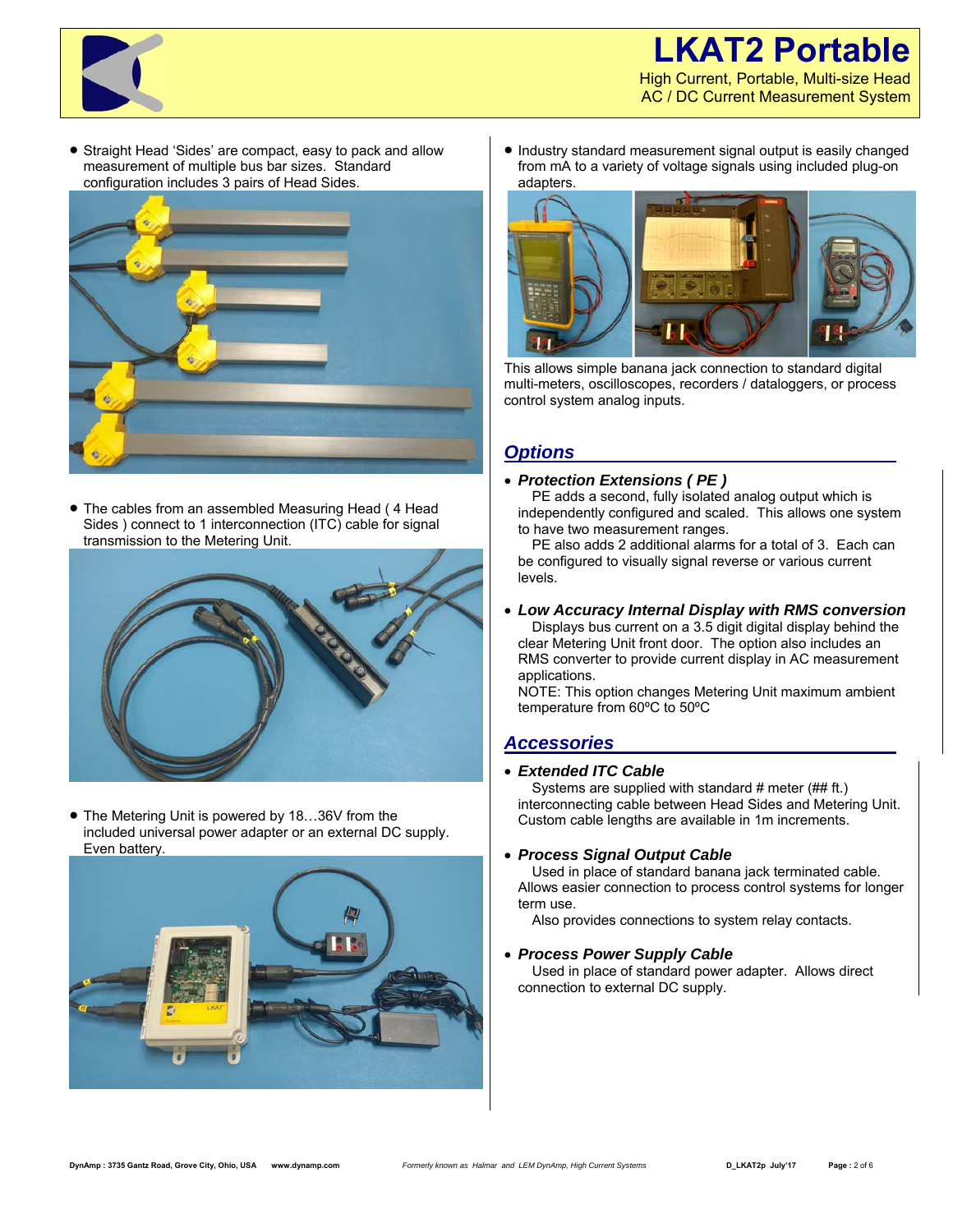# LKAT2 Portable

High Current, Portable, Multi-size Head
AC / DC Current Measurement System

- Straight Head 'Sides' are compact, easy to pack and allow measurement of multiple bus bar sizes. Standard configuration includes 3 pairs of Head Sides.

- The cables from an assembled Measuring Head ( 4 Head Sides ) connect to 1 interconnection (ITC) cable for signal transmission to the Metering Unit.

- The Metering Unit is powered by 18…36V from the included universal power adapter or an external DC supply. Even battery.

- Industry standard measurement signal output is easily changed from mA to a variety of voltage signals using included plug-on adapters.

This allows simple banana jack connection to standard digital multi-meters, oscilloscopes, recorders / dataloggers, or process control system analog inputs.

## Options

- ***Protection Extensions ( PE )***
  PE adds a second, fully isolated analog output which is independently configured and scaled. This allows one system to have two measurement ranges.
  PE also adds 2 additional alarms for a total of 3. Each can be configured to visually signal reverse or various current levels.

- ***Low Accuracy Internal Display with RMS conversion***
  Displays bus current on a 3.5 digit digital display behind the clear Metering Unit front door. The option also includes an RMS converter to provide current display in AC measurement applications.
  NOTE: This option changes Metering Unit maximum ambient temperature from 60ºC to 50ºC

## Accessories

- ***Extended ITC Cable***
  Systems are supplied with standard # meter (## ft.) interconnecting cable between Head Sides and Metering Unit. Custom cable lengths are available in 1m increments.

- ***Process Signal Output Cable***
  Used in place of standard banana jack terminated cable. Allows easier connection to process control systems for longer term use.
  Also provides connections to system relay contacts.

- ***Process Power Supply Cable***
  Used in place of standard power adapter. Allows direct connection to external DC supply.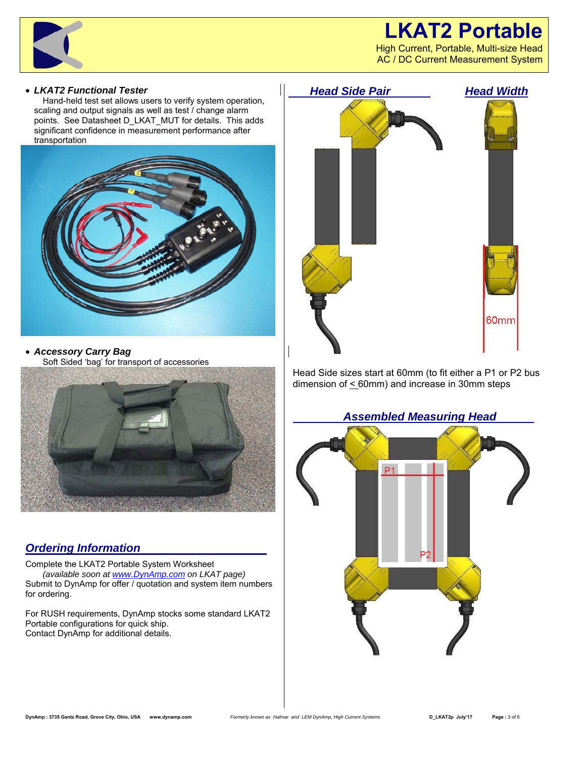- ***LKAT2 Functional Tester***
  Hand-held test set allows users to verify system operation, scaling and output signals as well as test / change alarm points. See Datasheet D_LKAT_MUT for details. This adds significant confidence in measurement performance after transportation

- ***Accessory Carry Bag***
  Soft Sided 'bag' for transport of accessories

## *Ordering Information*

Complete the LKAT2 Portable System Worksheet
*(available soon at www.DynAmp.com on LKAT page)*
Submit to DynAmp for offer / quotation and system item numbers for ordering.

For RUSH requirements, DynAmp stocks some standard LKAT2 Portable configurations for quick ship.
Contact DynAmp for additional details.

## *Head Side Pair*

## *Head Width*

60mm

Head Side sizes start at 60mm (to fit either a P1 or P2 bus dimension of ≤ 60mm) and increase in 30mm steps

## *Assembled Measuring Head*

P1

P2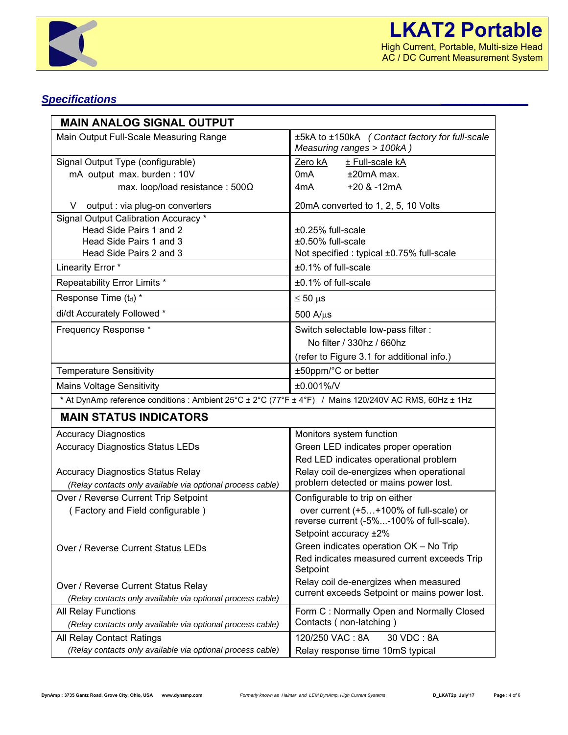## Specifications

| MAIN ANALOG SIGNAL OUTPUT | |
|---|---|
| Main Output Full-Scale Measuring Range | ±5kA to ±150kA *( Contact factory for full-scale Measuring ranges > 100kA )* |
| Signal Output Type (configurable)<br>mA output max. burden : 10V<br>max. loop/load resistance : 500Ω<br><br>V output : via plug-on converters | Zero kA ± Full-scale kA<br>0mA ±20mA max.<br>4mA +20 & -12mA<br><br>20mA converted to 1, 2, 5, 10 Volts |
| Signal Output Calibration Accuracy *<br>Head Side Pairs 1 and 2<br>Head Side Pairs 1 and 3<br>Head Side Pairs 2 and 3 | <br>±0.25% full-scale<br>±0.50% full-scale<br>Not specified : typical ±0.75% full-scale |
| Linearity Error * | ±0.1% of full-scale |
| Repeatability Error Limits * | ±0.1% of full-scale |
| Response Time ($t_d$) * | ≤ 50 µs |
| di/dt Accurately Followed * | 500 A/µs |
| Frequency Response * | Switch selectable low-pass filter :<br>No filter / 330hz / 660hz<br>(refer to Figure 3.1 for additional info.) |
| Temperature Sensitivity | ±50ppm/°C or better |
| Mains Voltage Sensitivity | ±0.001%/V |
| * At DynAmp reference conditions : Ambient 25°C ± 2°C (77°F ± 4°F) / Mains 120/240V AC RMS, 60Hz ± 1Hz | |
| **MAIN STATUS INDICATORS** | |
| Accuracy Diagnostics<br>Accuracy Diagnostics Status LEDs<br><br>Accuracy Diagnostics Status Relay<br>*(Relay contacts only available via optional process cable)* | Monitors system function<br>Green LED indicates proper operation<br>Red LED indicates operational problem<br>Relay coil de-energizes when operational problem detected or mains power lost. |
| Over / Reverse Current Trip Setpoint<br>( Factory and Field configurable )<br><br>Over / Reverse Current Status LEDs<br><br>Over / Reverse Current Status Relay<br>*(Relay contacts only available via optional process cable)* | Configurable to trip on either<br>over current (+5…+100% of full-scale) or reverse current (-5%...-100% of full-scale).<br>Setpoint accuracy ±2%<br>Green indicates operation OK – No Trip<br>Red indicates measured current exceeds Trip Setpoint<br>Relay coil de-energizes when measured current exceeds Setpoint or mains power lost. |
| All Relay Functions<br>*(Relay contacts only available via optional process cable)* | Form C : Normally Open and Normally Closed Contacts ( non-latching ) |
| All Relay Contact Ratings<br>*(Relay contacts only available via optional process cable)* | 120/250 VAC : 8A 30 VDC : 8A<br>Relay response time 10mS typical |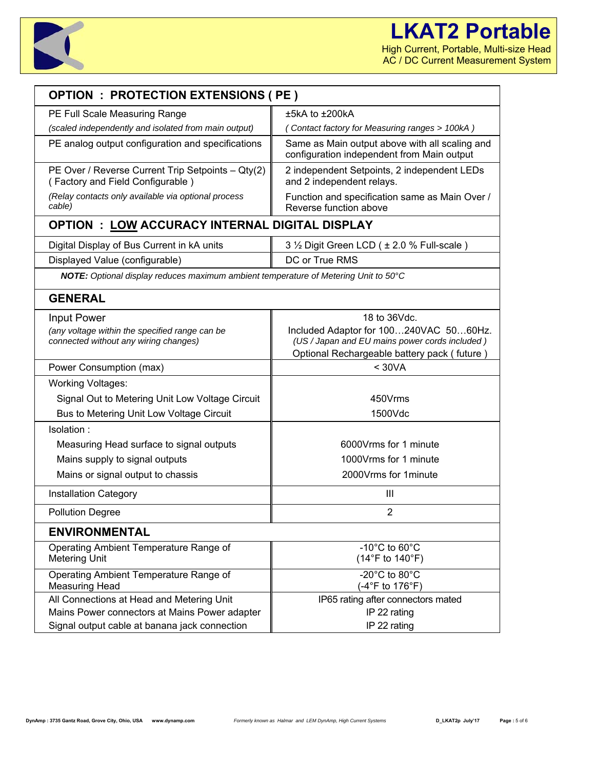# LKAT2 Portable

High Current, Portable, Multi-size Head
AC / DC Current Measurement System

| OPTION : PROTECTION EXTENSIONS ( PE ) | |
|---|---|
| PE Full Scale Measuring Range<br>*(scaled independently and isolated from main output)* | ±5kA to ±200kA<br>*( Contact factory for Measuring ranges > 100kA )* |
| PE analog output configuration and specifications | Same as Main output above with all scaling and configuration independent from Main output |
| PE Over / Reverse Current Trip Setpoints – Qty(2) ( Factory and Field Configurable )<br>*(Relay contacts only available via optional process cable)* | 2 independent Setpoints, 2 independent LEDs and 2 independent relays.<br>Function and specification same as Main Over / Reverse function above |

| OPTION : LOW ACCURACY INTERNAL DIGITAL DISPLAY | |
|---|---|
| Digital Display of Bus Current in kA units | 3 ½ Digit Green LCD ( ± 2.0 % Full-scale ) |
| Displayed Value (configurable) | DC or True RMS |

***NOTE:*** *Optional display reduces maximum ambient temperature of Metering Unit to 50°C*

| GENERAL | |
|---|---|
| Input Power<br>*(any voltage within the specified range can be connected without any wiring changes)* | 18 to 36Vdc.<br>Included Adaptor for 100…240VAC 50…60Hz.<br>*(US / Japan and EU mains power cords included )*<br>Optional Rechargeable battery pack ( future ) |
| Power Consumption (max) | < 30VA |
| Working Voltages: | |
| Signal Out to Metering Unit Low Voltage Circuit | 450Vrms |
| Bus to Metering Unit Low Voltage Circuit | 1500Vdc |
| Isolation : | |
| Measuring Head surface to signal outputs | 6000Vrms for 1 minute |
| Mains supply to signal outputs | 1000Vrms for 1 minute |
| Mains or signal output to chassis | 2000Vrms for 1minute |
| Installation Category | III |
| Pollution Degree | 2 |

| ENVIRONMENTAL | |
|---|---|
| Operating Ambient Temperature Range of Metering Unit | -10°C to 60°C<br>(14°F to 140°F) |
| Operating Ambient Temperature Range of Measuring Head | -20°C to 80°C<br>(-4°F to 176°F) |
| All Connections at Head and Metering Unit | IP65 rating after connectors mated |
| Mains Power connectors at Mains Power adapter | IP 22 rating |
| Signal output cable at banana jack connection | IP 22 rating |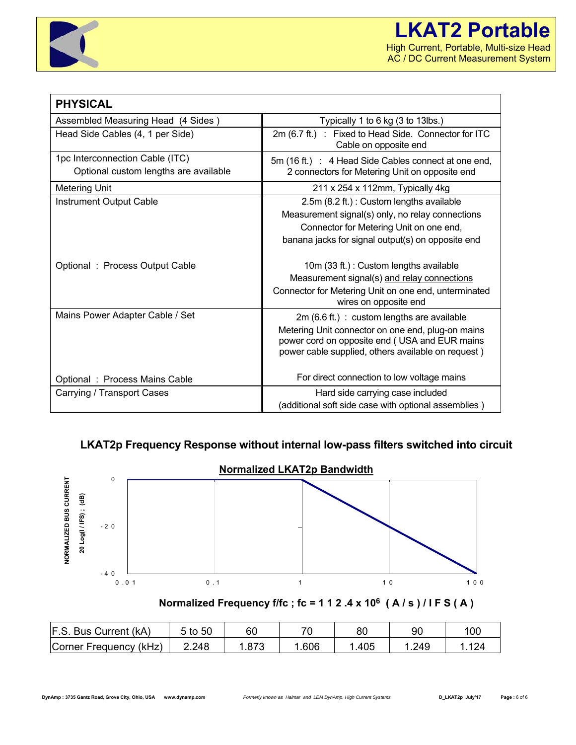# LKAT2 Portable

High Current, Portable, Multi-size Head
AC / DC Current Measurement System

| PHYSICAL | |
|---|---|
| Assembled Measuring Head (4 Sides ) | Typically 1 to 6 kg (3 to 13lbs.) |
| Head Side Cables (4, 1 per Side) | 2m (6.7 ft.) : Fixed to Head Side. Connector for ITC Cable on opposite end |
| 1pc Interconnection Cable (ITC)<br>Optional custom lengths are available | 5m (16 ft.) : 4 Head Side Cables connect at one end, 2 connectors for Metering Unit on opposite end |
| Metering Unit | 211 x 254 x 112mm, Typically 4kg |
| Instrument Output Cable | 2.5m (8.2 ft.) : Custom lengths available<br>Measurement signal(s) only, no relay connections<br>Connector for Metering Unit on one end,<br>banana jacks for signal output(s) on opposite end |
| Optional : Process Output Cable | 10m (33 ft.) : Custom lengths available<br>Measurement signal(s) <u>and relay connections</u><br>Connector for Metering Unit on one end, unterminated wires on opposite end |
| Mains Power Adapter Cable / Set | 2m (6.6 ft.) : custom lengths are available<br>Metering Unit connector on one end, plug-on mains power cord on opposite end ( USA and EUR mains power cable supplied, others available on request ) |
| Optional : Process Mains Cable | For direct connection to low voltage mains |
| Carrying / Transport Cases | Hard side carrying case included<br>(additional soft side case with optional assemblies ) |

## LKAT2p Frequency Response without internal low-pass filters switched into circuit

Normalized LKAT2p Bandwidth

NORMALIZED BUS CURRENT
20 Log(I / IFS) ; (dB)

0
-20
-40

0.01
0.1
1
10
100

**Normalized Frequency f/fc ; fc = 112.4 x 10$^6$ ( A / s ) / I F S ( A )**

| F.S. Bus Current (kA) | 5 to 50 | 60 | 70 | 80 | 90 | 100 |
|---|---|---|---|---|---|---|
| Corner Frequency (kHz) | 2.248 | 1.873 | 1.606 | 1.405 | 1.249 | 1.124 |

DynAmp : 3735 Gantz Road, Grove City, Ohio, USA www.dynamp.com *Formerly known as Halmar and LEM DynAmp, High Current Systems* D_LKAT2p July'17